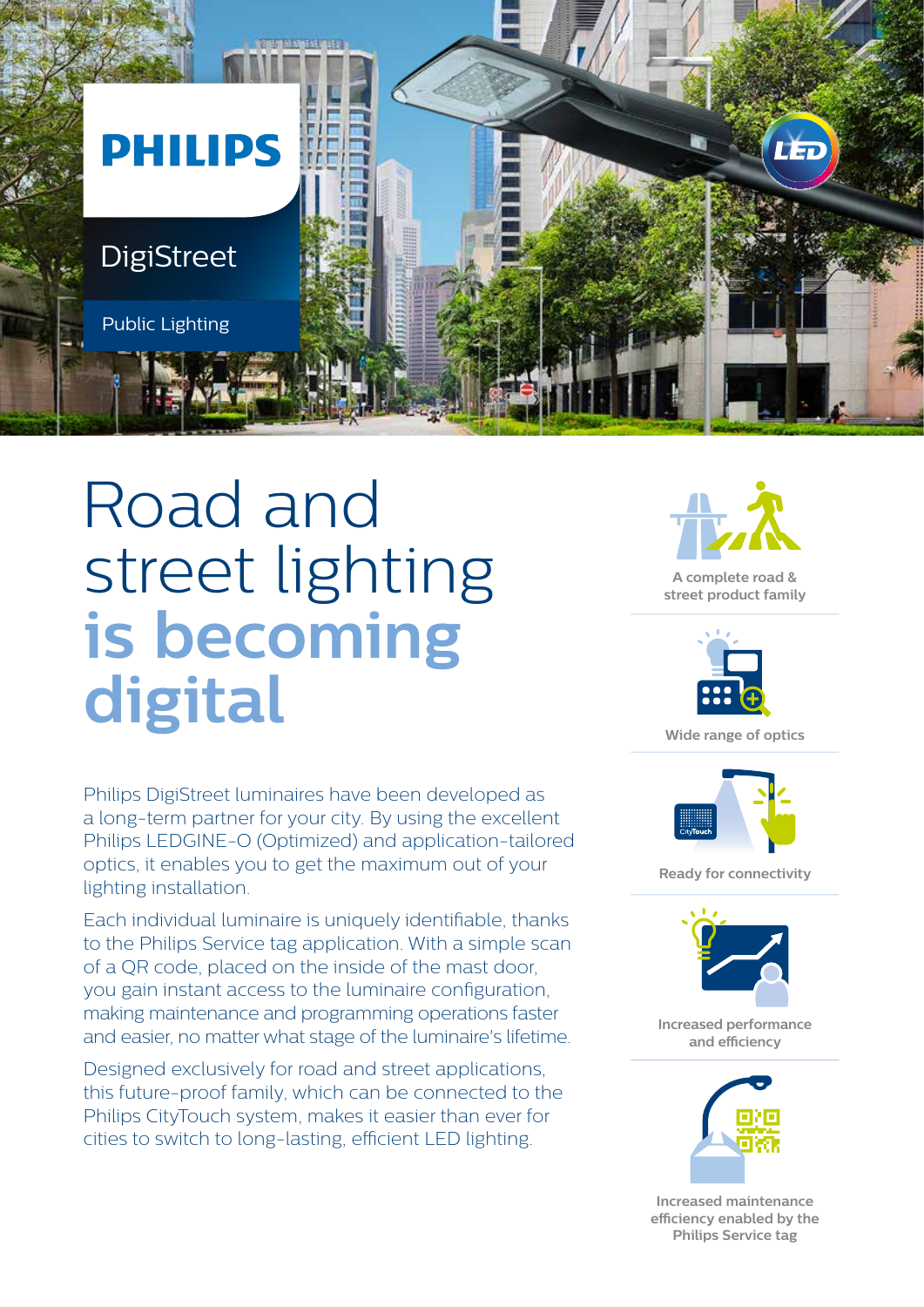PHILIPS

DigiStreet

Public Lighting

# Road and street lighting **is becoming digital**

Philips DigiStreet luminaires have been developed as a long-term partner for your city. By using the excellent Philips LEDGINE-O (Optimized) and application-tailored optics, it enables you to get the maximum out of your lighting installation.

Each individual luminaire is uniquely identifiable, thanks to the Philips Service tag application. With a simple scan of a QR code, placed on the inside of the mast door, you gain instant access to the luminaire configuration, making maintenance and programming operations faster and easier, no matter what stage of the luminaire's lifetime.

Designed exclusively for road and street applications, this future-proof family, which can be connected to the Philips CityTouch system, makes it easier than ever for cities to switch to long-lasting, efficient LED lighting.

A complete road & street product family

Wide range of optics

Ready for connectivity

Increased performance and efficiency

Increased maintenance efficiency enabled by the Philips Service tag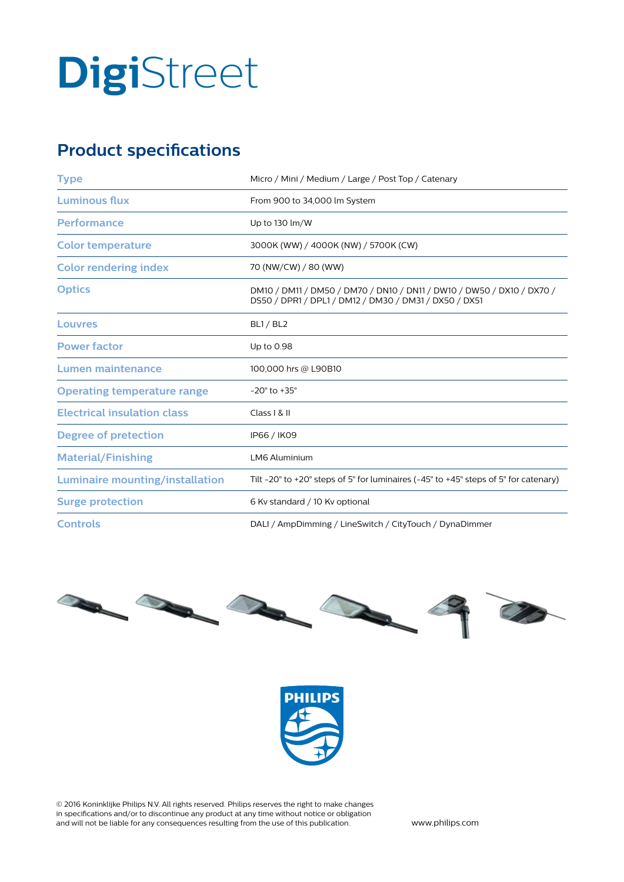# DigiStreet

## Product specifications

| | |
|---|---|
| Type | Micro / Mini / Medium / Large / Post Top / Catenary |
| Luminous flux | From 900 to 34,000 lm System |
| Performance | Up to 130 lm/W |
| Color temperature | 3000K (WW) / 4000K (NW) / 5700K (CW) |
| Color rendering index | 70 (NW/CW) / 80 (WW) |
| Optics | DM10 / DM11 / DM50 / DM70 / DN10 / DN11 / DW10 / DW50 / DX10 / DX70 / DS50 / DPR1 / DPL1 / DM12 / DM30 / DM31 / DX50 / DX51 |
| Louvres | BL1 / BL2 |
| Power factor | Up to 0.98 |
| Lumen maintenance | 100,000 hrs @ L90B10 |
| Operating temperature range | -20° to +35° |
| Electrical insulation class | Class I & II |
| Degree of pretection | IP66 / IK09 |
| Material/Finishing | LM6 Aluminium |
| Luminaire mounting/installation | Tilt -20° to +20° steps of 5° for luminaires (-45° to +45° steps of 5° for catenary) |
| Surge protection | 6 Kv standard / 10 Kv optional |
| Controls | DALI / AmpDimming / LineSwitch / CityTouch / DynaDimmer |

PHILIPS

© 2016 Koninklijke Philips N.V. All rights reserved. Philips reserves the right to make changes in specifications and/or to discontinue any product at any time without notice or obligation and will not be liable for any consequences resulting from the use of this publication.

www.philips.com